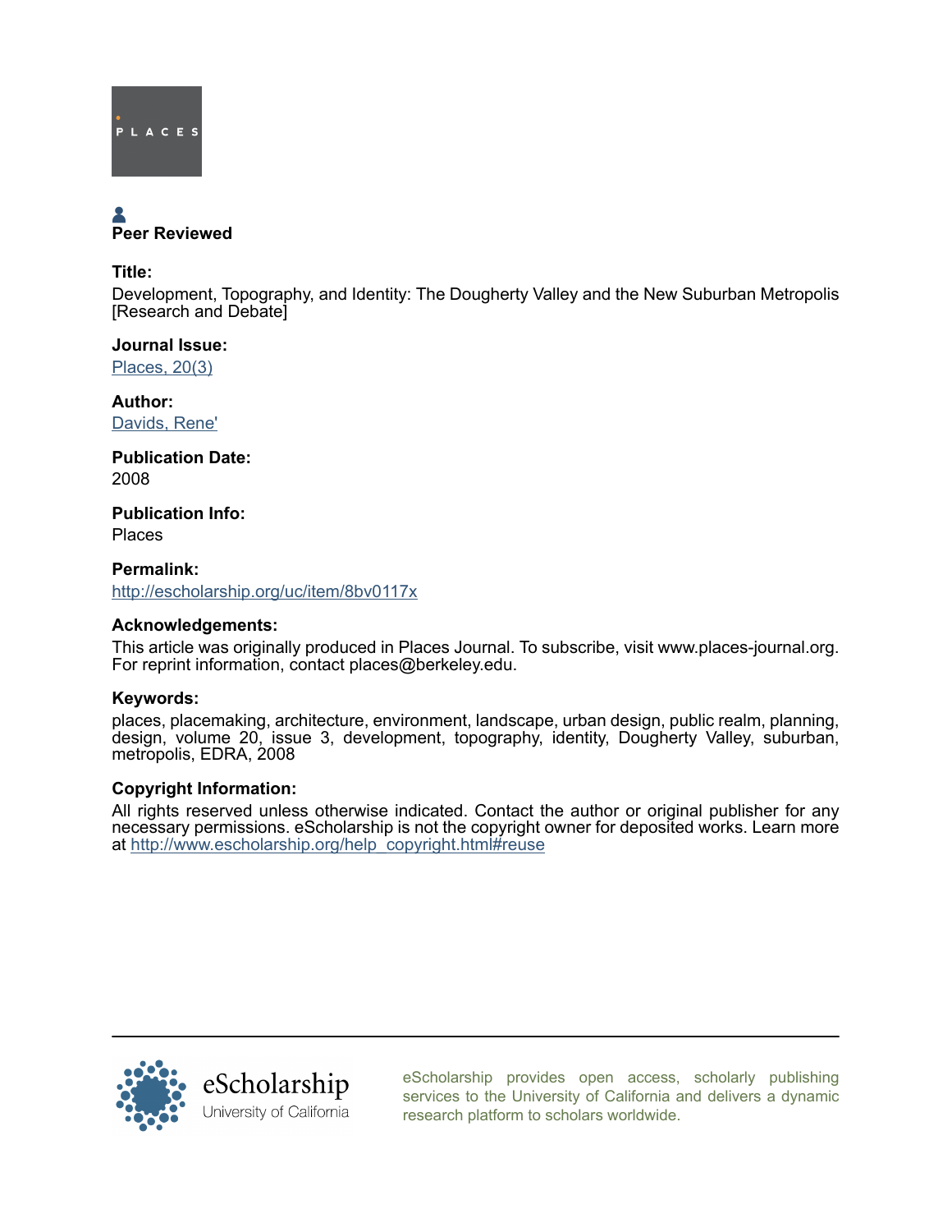PLACES

Peer Reviewed

**Title:**

Development, Topography, and Identity: The Dougherty Valley and the New Suburban Metropolis [Research and Debate]

**Journal Issue:**

Places, 20(3)

**Author:**

Davids, Rene'

**Publication Date:**

2008

**Publication Info:**

Places

**Permalink:**

http://escholarship.org/uc/item/8bv0117x

**Acknowledgements:**

This article was originally produced in Places Journal. To subscribe, visit www.places-journal.org. For reprint information, contact places@berkeley.edu.

**Keywords:**

places, placemaking, architecture, environment, landscape, urban design, public realm, planning, design, volume 20, issue 3, development, topography, identity, Dougherty Valley, suburban, metropolis, EDRA, 2008

**Copyright Information:**

All rights reserved unless otherwise indicated. Contact the author or original publisher for any necessary permissions. eScholarship is not the copyright owner for deposited works. Learn more at http://www.escholarship.org/help_copyright.html#reuse

eScholarship
University of California

eScholarship provides open access, scholarly publishing services to the University of California and delivers a dynamic research platform to scholars worldwide.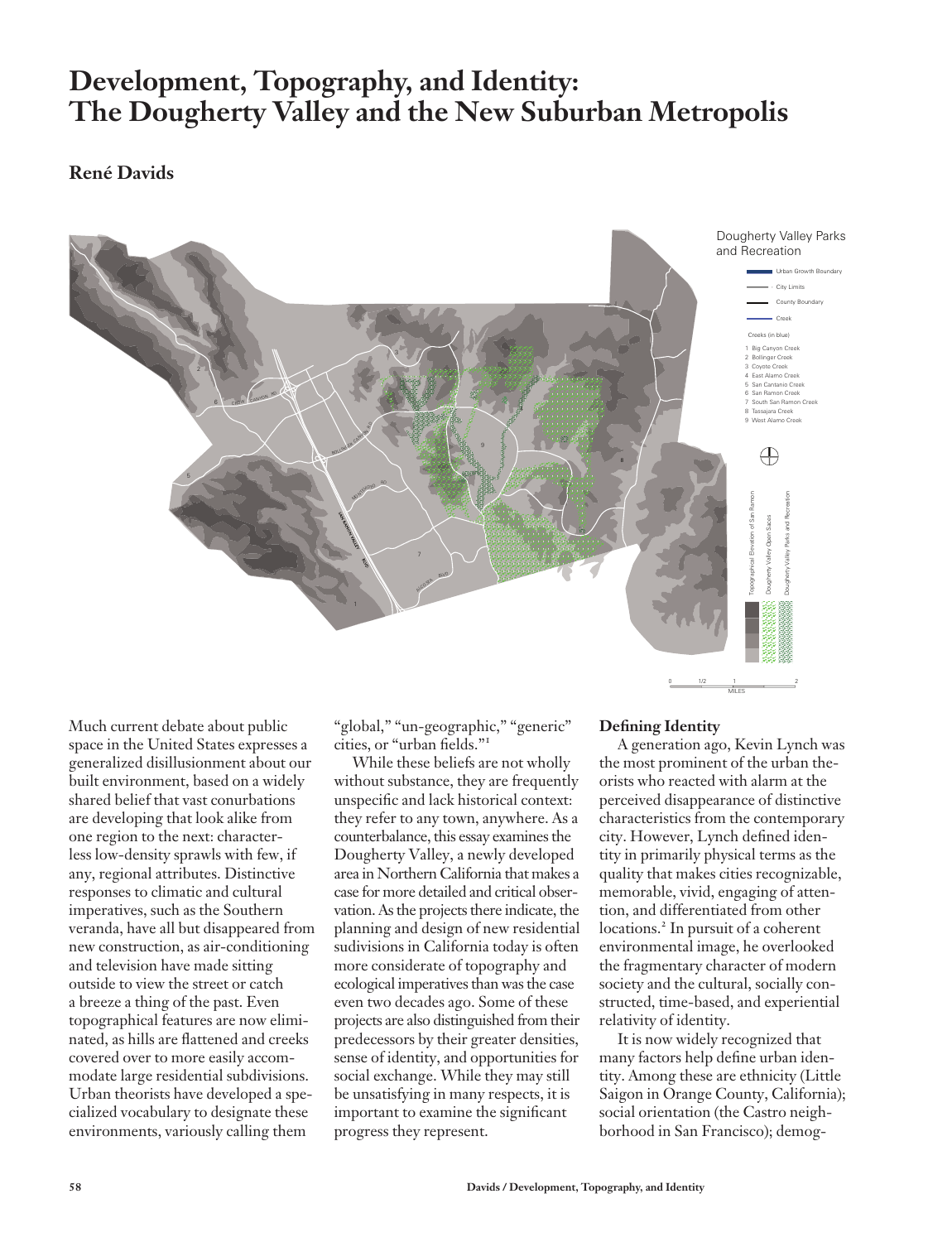# Development, Topography, and Identity: The Dougherty Valley and the New Suburban Metropolis

## René Davids

Much current debate about public space in the United States expresses a generalized disillusionment about our built environment, based on a widely shared belief that vast conurbations are developing that look alike from one region to the next: characterless low-density sprawls with few, if any, regional attributes. Distinctive responses to climatic and cultural imperatives, such as the Southern veranda, have all but disappeared from new construction, as air-conditioning and television have made sitting outside to view the street or catch a breeze a thing of the past. Even topographical features are now eliminated, as hills are flattened and creeks covered over to more easily accommodate large residential subdivisions. Urban theorists have developed a specialized vocabulary to designate these environments, variously calling them "global," "un-geographic," "generic" cities, or "urban fields."[1]

While these beliefs are not wholly without substance, they are frequently unspecific and lack historical context: they refer to any town, anywhere. As a counterbalance, this essay examines the Dougherty Valley, a newly developed area in Northern California that makes a case for more detailed and critical observation. As the projects there indicate, the planning and design of new residential sudivisions in California today is often more considerate of topography and ecological imperatives than was the case even two decades ago. Some of these projects are also distinguished from their predecessors by their greater densities, sense of identity, and opportunities for social exchange. While they may still be unsatisfying in many respects, it is important to examine the significant progress they represent.

### Defining Identity

A generation ago, Kevin Lynch was the most prominent of the urban theorists who reacted with alarm at the perceived disappearance of distinctive characteristics from the contemporary city. However, Lynch defined identity in primarily physical terms as the quality that makes cities recognizable, memorable, vivid, engaging of attention, and differentiated from other locations.[2] In pursuit of a coherent environmental image, he overlooked the fragmentary character of modern society and the cultural, socially constructed, time-based, and experiential relativity of identity.

It is now widely recognized that many factors help define urban identity. Among these are ethnicity (Little Saigon in Orange County, California); social orientation (the Castro neighborhood in San Francisco); demog-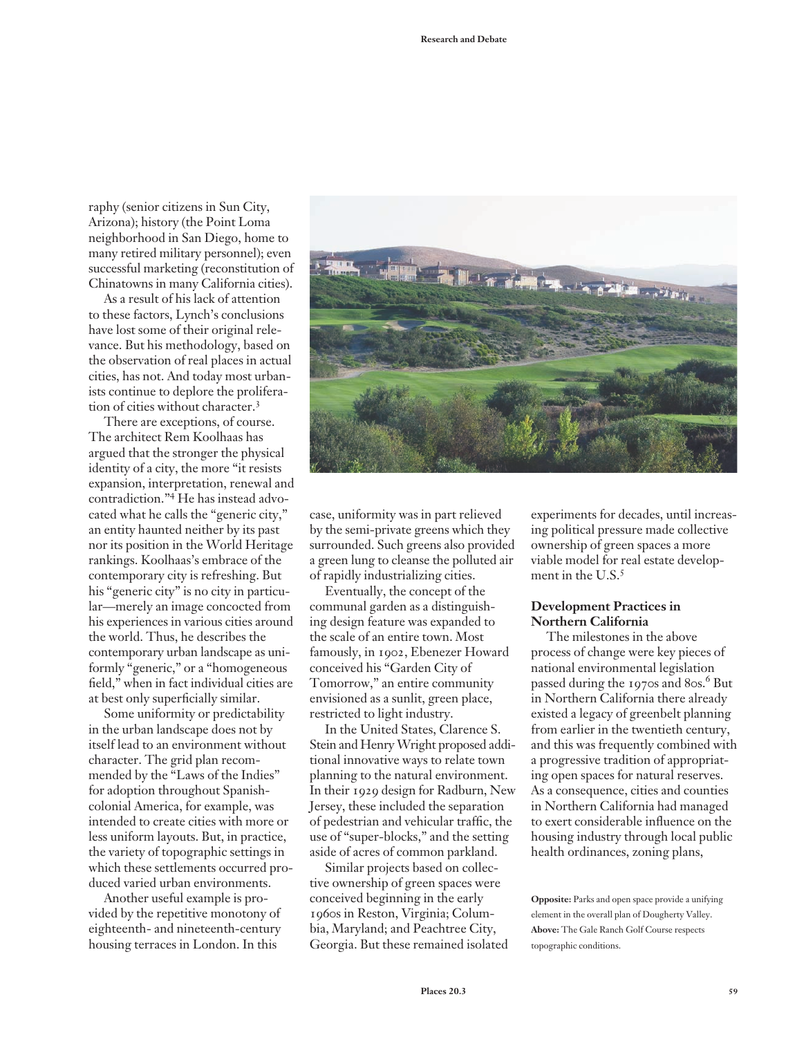raphy (senior citizens in Sun City, Arizona); history (the Point Loma neighborhood in San Diego, home to many retired military personnel); even successful marketing (reconstitution of Chinatowns in many California cities).

As a result of his lack of attention to these factors, Lynch's conclusions have lost some of their original relevance. But his methodology, based on the observation of real places in actual cities, has not. And today most urbanists continue to deplore the proliferation of cities without character.[3]

There are exceptions, of course. The architect Rem Koolhaas has argued that the stronger the physical identity of a city, the more "it resists expansion, interpretation, renewal and contradiction."[4] He has instead advocated what he calls the "generic city," an entity haunted neither by its past nor its position in the World Heritage rankings. Koolhaas's embrace of the contemporary city is refreshing. But his "generic city" is no city in particular—merely an image concocted from his experiences in various cities around the world. Thus, he describes the contemporary urban landscape as uniformly "generic," or a "homogeneous field," when in fact individual cities are at best only superficially similar.

Some uniformity or predictability in the urban landscape does not by itself lead to an environment without character. The grid plan recommended by the "Laws of the Indies" for adoption throughout Spanish-colonial America, for example, was intended to create cities with more or less uniform layouts. But, in practice, the variety of topographic settings in which these settlements occurred produced varied urban environments.

Another useful example is provided by the repetitive monotony of eighteenth- and nineteenth-century housing terraces in London. In this case, uniformity was in part relieved by the semi-private greens which they surrounded. Such greens also provided a green lung to cleanse the polluted air of rapidly industrializing cities.

Eventually, the concept of the communal garden as a distinguishing design feature was expanded to the scale of an entire town. Most famously, in 1902, Ebenezer Howard conceived his "Garden City of Tomorrow," an entire community envisioned as a sunlit, green place, restricted to light industry.

In the United States, Clarence S. Stein and Henry Wright proposed additional innovative ways to relate town planning to the natural environment. In their 1929 design for Radburn, New Jersey, these included the separation of pedestrian and vehicular traffic, the use of "super-blocks," and the setting aside of acres of common parkland.

Similar projects based on collective ownership of green spaces were conceived beginning in the early 1960s in Reston, Virginia; Columbia, Maryland; and Peachtree City, Georgia. But these remained isolated experiments for decades, until increasing political pressure made collective ownership of green spaces a more viable model for real estate development in the U.S.[5]

## Development Practices in Northern California

The milestones in the above process of change were key pieces of national environmental legislation passed during the 1970s and 80s.[6] But in Northern California there already existed a legacy of greenbelt planning from earlier in the twentieth century, and this was frequently combined with a progressive tradition of appropriating open spaces for natural reserves. As a consequence, cities and counties in Northern California had managed to exert considerable influence on the housing industry through local public health ordinances, zoning plans,

**Opposite:** Parks and open space provide a unifying element in the overall plan of Dougherty Valley. **Above:** The Gale Ranch Golf Course respects topographic conditions.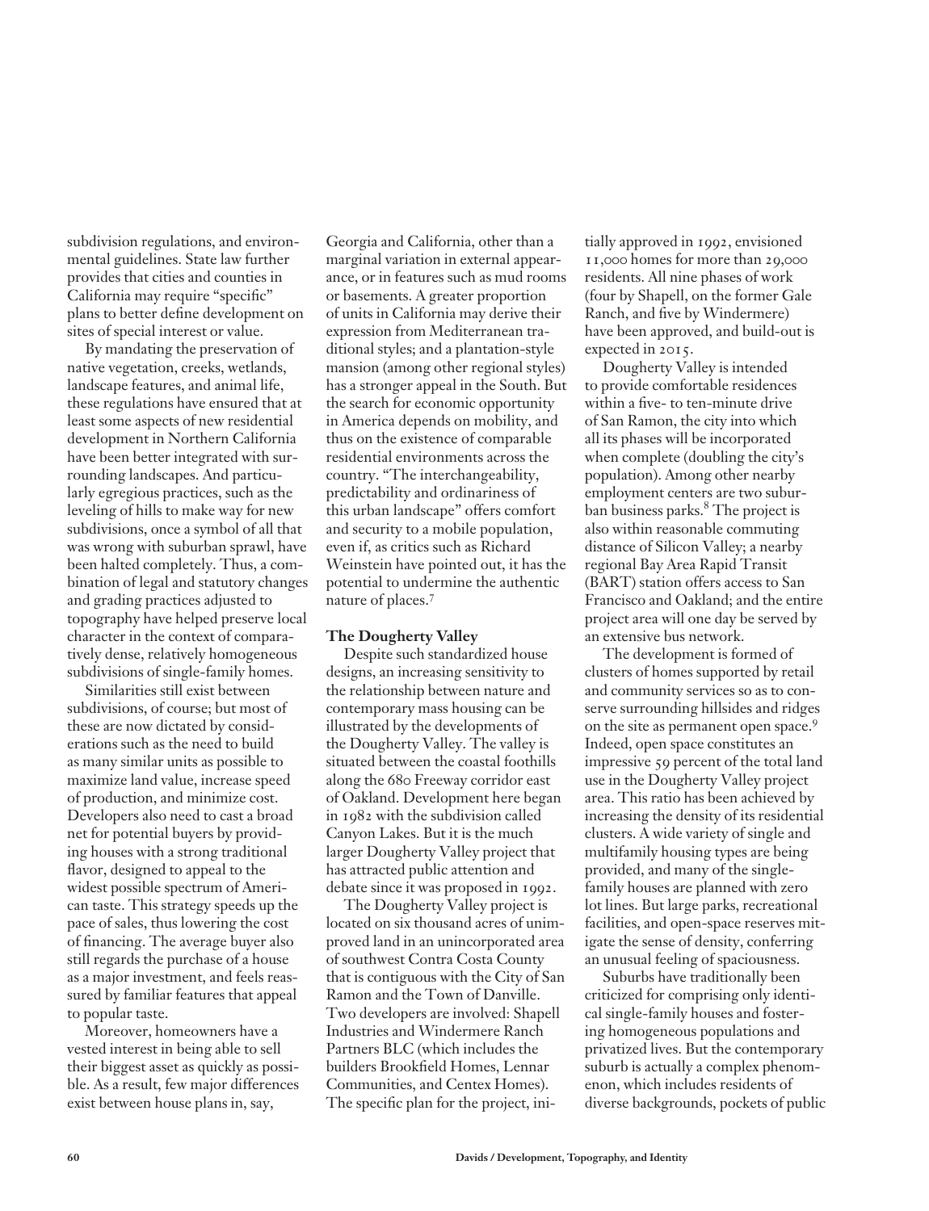subdivision regulations, and environmental guidelines. State law further provides that cities and counties in California may require "specific" plans to better define development on sites of special interest or value.

By mandating the preservation of native vegetation, creeks, wetlands, landscape features, and animal life, these regulations have ensured that at least some aspects of new residential development in Northern California have been better integrated with surrounding landscapes. And particularly egregious practices, such as the leveling of hills to make way for new subdivisions, once a symbol of all that was wrong with suburban sprawl, have been halted completely. Thus, a combination of legal and statutory changes and grading practices adjusted to topography have helped preserve local character in the context of comparatively dense, relatively homogeneous subdivisions of single-family homes.

Similarities still exist between subdivisions, of course; but most of these are now dictated by considerations such as the need to build as many similar units as possible to maximize land value, increase speed of production, and minimize cost. Developers also need to cast a broad net for potential buyers by providing houses with a strong traditional flavor, designed to appeal to the widest possible spectrum of American taste. This strategy speeds up the pace of sales, thus lowering the cost of financing. The average buyer also still regards the purchase of a house as a major investment, and feels reassured by familiar features that appeal to popular taste.

Moreover, homeowners have a vested interest in being able to sell their biggest asset as quickly as possible. As a result, few major differences exist between house plans in, say, Georgia and California, other than a marginal variation in external appearance, or in features such as mud rooms or basements. A greater proportion of units in California may derive their expression from Mediterranean traditional styles; and a plantation-style mansion (among other regional styles) has a stronger appeal in the South. But the search for economic opportunity in America depends on mobility, and thus on the existence of comparable residential environments across the country. "The interchangeability, predictability and ordinariness of this urban landscape" offers comfort and security to a mobile population, even if, as critics such as Richard Weinstein have pointed out, it has the potential to undermine the authentic nature of places.[7]

**The Dougherty Valley**

Despite such standardized house designs, an increasing sensitivity to the relationship between nature and contemporary mass housing can be illustrated by the developments of the Dougherty Valley. The valley is situated between the coastal foothills along the 680 Freeway corridor east of Oakland. Development here began in 1982 with the subdivision called Canyon Lakes. But it is the much larger Dougherty Valley project that has attracted public attention and debate since it was proposed in 1992.

The Dougherty Valley project is located on six thousand acres of unimproved land in an unincorporated area of southwest Contra Costa County that is contiguous with the City of San Ramon and the Town of Danville. Two developers are involved: Shapell Industries and Windermere Ranch Partners BLC (which includes the builders Brookfield Homes, Lennar Communities, and Centex Homes). The specific plan for the project, initially approved in 1992, envisioned 11,000 homes for more than 29,000 residents. All nine phases of work (four by Shapell, on the former Gale Ranch, and five by Windermere) have been approved, and build-out is expected in 2015.

Dougherty Valley is intended to provide comfortable residences within a five- to ten-minute drive of San Ramon, the city into which all its phases will be incorporated when complete (doubling the city's population). Among other nearby employment centers are two suburban business parks.[8] The project is also within reasonable commuting distance of Silicon Valley; a nearby regional Bay Area Rapid Transit (BART) station offers access to San Francisco and Oakland; and the entire project area will one day be served by an extensive bus network.

The development is formed of clusters of homes supported by retail and community services so as to conserve surrounding hillsides and ridges on the site as permanent open space.[9] Indeed, open space constitutes an impressive 59 percent of the total land use in the Dougherty Valley project area. This ratio has been achieved by increasing the density of its residential clusters. A wide variety of single and multifamily housing types are being provided, and many of the single-family houses are planned with zero lot lines. But large parks, recreational facilities, and open-space reserves mitigate the sense of density, conferring an unusual feeling of spaciousness.

Suburbs have traditionally been criticized for comprising only identical single-family houses and fostering homogeneous populations and privatized lives. But the contemporary suburb is actually a complex phenomenon, which includes residents of diverse backgrounds, pockets of public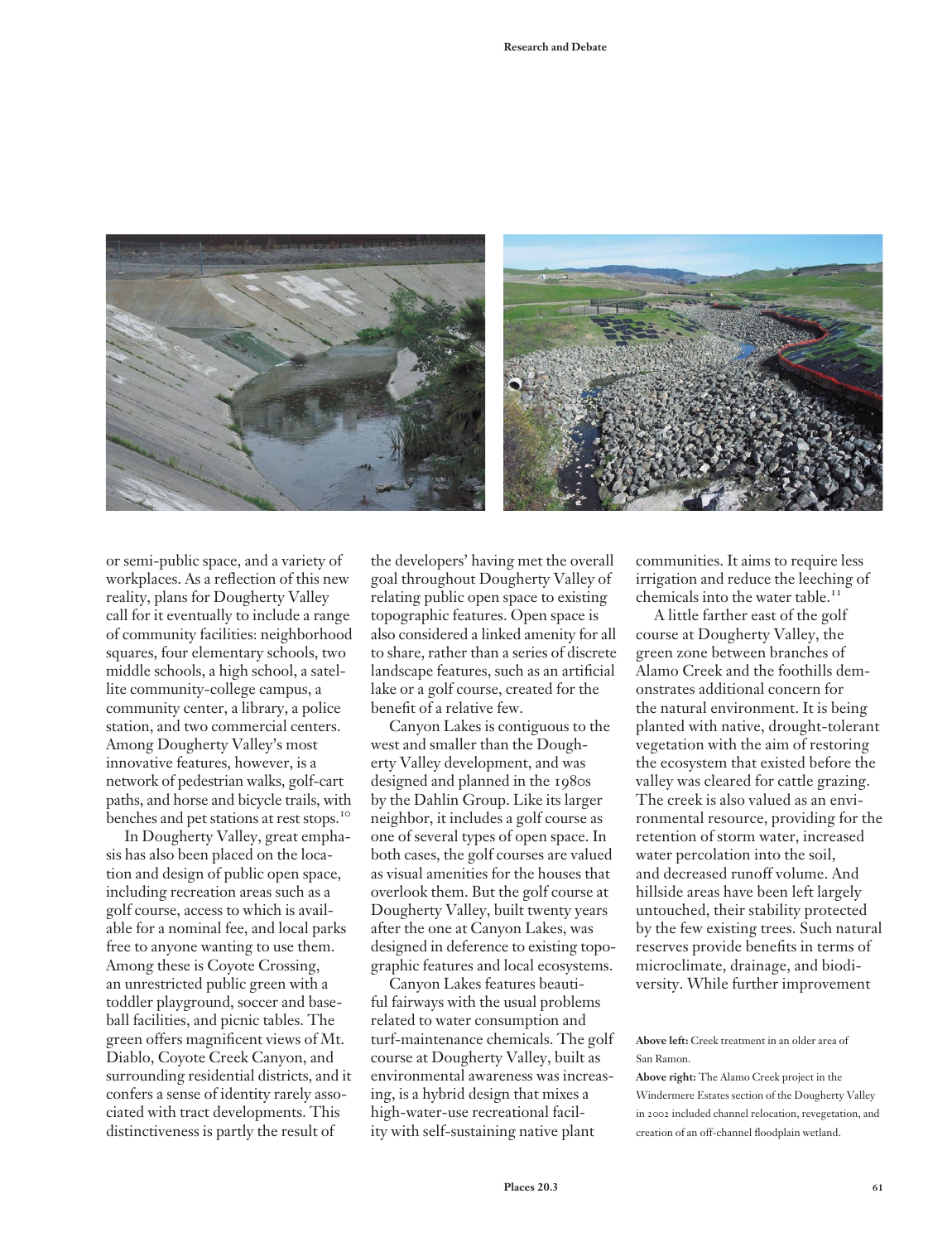or semi-public space, and a variety of workplaces. As a reflection of this new reality, plans for Dougherty Valley call for it eventually to include a range of community facilities: neighborhood squares, four elementary schools, two middle schools, a high school, a satellite community-college campus, a community center, a library, a police station, and two commercial centers. Among Dougherty Valley's most innovative features, however, is a network of pedestrian walks, golf-cart paths, and horse and bicycle trails, with benches and pet stations at rest stops.[10]

In Dougherty Valley, great emphasis has also been placed on the location and design of public open space, including recreation areas such as a golf course, access to which is available for a nominal fee, and local parks free to anyone wanting to use them. Among these is Coyote Crossing, an unrestricted public green with a toddler playground, soccer and baseball facilities, and picnic tables. The green offers magnificent views of Mt. Diablo, Coyote Creek Canyon, and surrounding residential districts, and it confers a sense of identity rarely associated with tract developments. This distinctiveness is partly the result of the developers' having met the overall goal throughout Dougherty Valley of relating public open space to existing topographic features. Open space is also considered a linked amenity for all to share, rather than a series of discrete landscape features, such as an artificial lake or a golf course, created for the benefit of a relative few.

Canyon Lakes is contiguous to the west and smaller than the Dougherty Valley development, and was designed and planned in the 1980s by the Dahlin Group. Like its larger neighbor, it includes a golf course as one of several types of open space. In both cases, the golf courses are valued as visual amenities for the houses that overlook them. But the golf course at Dougherty Valley, built twenty years after the one at Canyon Lakes, was designed in deference to existing topographic features and local ecosystems.

Canyon Lakes features beautiful fairways with the usual problems related to water consumption and turf-maintenance chemicals. The golf course at Dougherty Valley, built as environmental awareness was increasing, is a hybrid design that mixes a high-water-use recreational facility with self-sustaining native plant communities. It aims to require less irrigation and reduce the leeching of chemicals into the water table.[11]

A little farther east of the golf course at Dougherty Valley, the green zone between branches of Alamo Creek and the foothills demonstrates additional concern for the natural environment. It is being planted with native, drought-tolerant vegetation with the aim of restoring the ecosystem that existed before the valley was cleared for cattle grazing. The creek is also valued as an environmental resource, providing for the retention of storm water, increased water percolation into the soil, and decreased runoff volume. And hillside areas have been left largely untouched, their stability protected by the few existing trees. Such natural reserves provide benefits in terms of microclimate, drainage, and biodiversity. While further improvement

**Above left:** Creek treatment in an older area of San Ramon.

**Above right:** The Alamo Creek project in the Windermere Estates section of the Dougherty Valley in 2002 included channel relocation, revegetation, and creation of an off-channel floodplain wetland.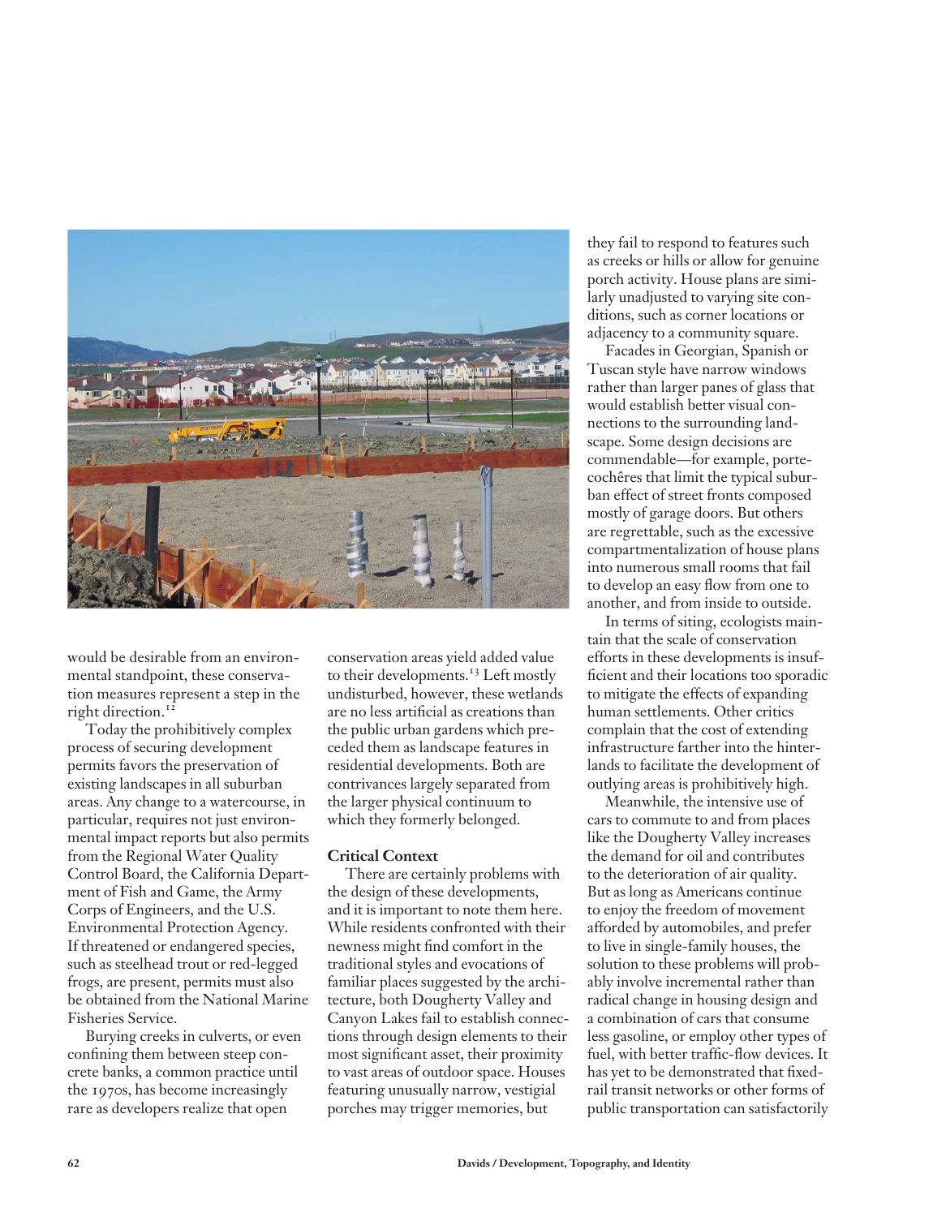would be desirable from an environmental standpoint, these conservation measures represent a step in the right direction.[12]

Today the prohibitively complex process of securing development permits favors the preservation of existing landscapes in all suburban areas. Any change to a watercourse, in particular, requires not just environmental impact reports but also permits from the Regional Water Quality Control Board, the California Department of Fish and Game, the Army Corps of Engineers, and the U.S. Environmental Protection Agency. If threatened or endangered species, such as steelhead trout or red-legged frogs, are present, permits must also be obtained from the National Marine Fisheries Service.

Burying creeks in culverts, or even confining them between steep concrete banks, a common practice until the 1970s, has become increasingly rare as developers realize that open conservation areas yield added value to their developments.[13] Left mostly undisturbed, however, these wetlands are no less artificial as creations than the public urban gardens which preceded them as landscape features in residential developments. Both are contrivances largely separated from the larger physical continuum to which they formerly belonged.

### Critical Context

There are certainly problems with the design of these developments, and it is important to note them here. While residents confronted with their newness might find comfort in the traditional styles and evocations of familiar places suggested by the architecture, both Dougherty Valley and Canyon Lakes fail to establish connections through design elements to their most significant asset, their proximity to vast areas of outdoor space. Houses featuring unusually narrow, vestigial porches may trigger memories, but they fail to respond to features such as creeks or hills or allow for genuine porch activity. House plans are similarly unadjusted to varying site conditions, such as corner locations or adjacency to a community square.

Facades in Georgian, Spanish or Tuscan style have narrow windows rather than larger panes of glass that would establish better visual connections to the surrounding landscape. Some design decisions are commendable—for example, porte-cochêres that limit the typical suburban effect of street fronts composed mostly of garage doors. But others are regrettable, such as the excessive compartmentalization of house plans into numerous small rooms that fail to develop an easy flow from one to another, and from inside to outside.

In terms of siting, ecologists maintain that the scale of conservation efforts in these developments is insufficient and their locations too sporadic to mitigate the effects of expanding human settlements. Other critics complain that the cost of extending infrastructure farther into the hinterlands to facilitate the development of outlying areas is prohibitively high.

Meanwhile, the intensive use of cars to commute to and from places like the Dougherty Valley increases the demand for oil and contributes to the deterioration of air quality. But as long as Americans continue to enjoy the freedom of movement afforded by automobiles, and prefer to live in single-family houses, the solution to these problems will probably involve incremental rather than radical change in housing design and a combination of cars that consume less gasoline, or employ other types of fuel, with better traffic-flow devices. It has yet to be demonstrated that fixed-rail transit networks or other forms of public transportation can satisfactorily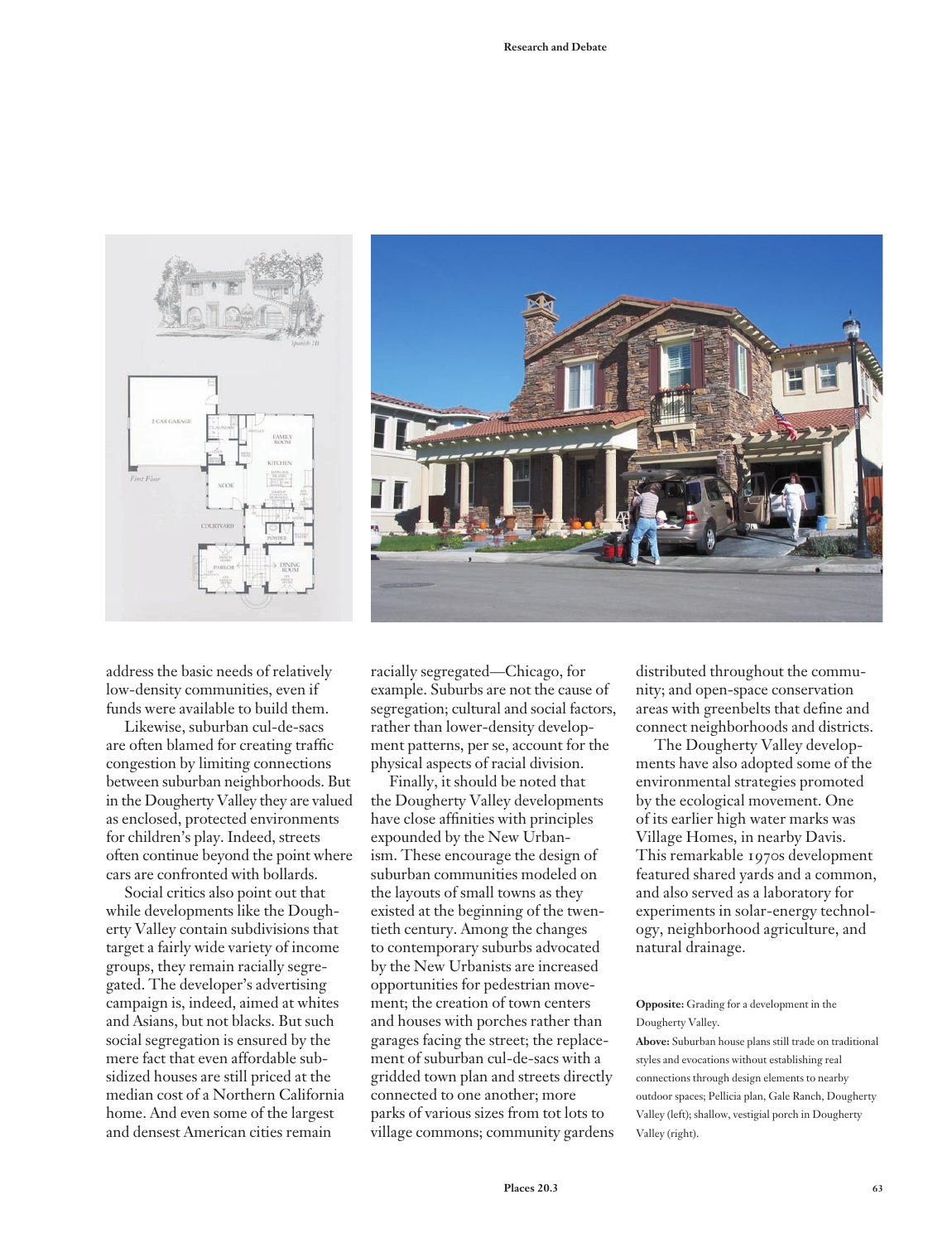address the basic needs of relatively low-density communities, even if funds were available to build them.

Likewise, suburban cul-de-sacs are often blamed for creating traffic congestion by limiting connections between suburban neighborhoods. But in the Dougherty Valley they are valued as enclosed, protected environments for children's play. Indeed, streets often continue beyond the point where cars are confronted with bollards.

Social critics also point out that while developments like the Dougherty Valley contain subdivisions that target a fairly wide variety of income groups, they remain racially segregated. The developer's advertising campaign is, indeed, aimed at whites and Asians, but not blacks. But such social segregation is ensured by the mere fact that even affordable subsidized houses are still priced at the median cost of a Northern California home. And even some of the largest and densest American cities remain racially segregated—Chicago, for example. Suburbs are not the cause of segregation; cultural and social factors, rather than lower-density development patterns, per se, account for the physical aspects of racial division.

Finally, it should be noted that the Dougherty Valley developments have close affinities with principles expounded by the New Urbanism. These encourage the design of suburban communities modeled on the layouts of small towns as they existed at the beginning of the twentieth century. Among the changes to contemporary suburbs advocated by the New Urbanists are increased opportunities for pedestrian movement; the creation of town centers and houses with porches rather than garages facing the street; the replacement of suburban cul-de-sacs with a gridded town plan and streets directly connected to one another; more parks of various sizes from tot lots to village commons; community gardens distributed throughout the community; and open-space conservation areas with greenbelts that define and connect neighborhoods and districts.

The Dougherty Valley developments have also adopted some of the environmental strategies promoted by the ecological movement. One of its earlier high water marks was Village Homes, in nearby Davis. This remarkable 1970s development featured shared yards and a common, and also served as a laboratory for experiments in solar-energy technology, neighborhood agriculture, and natural drainage.

**Opposite:** Grading for a development in the Dougherty Valley.

**Above:** Suburban house plans still trade on traditional styles and evocations without establishing real connections through design elements to nearby outdoor spaces; Pellicia plan, Gale Ranch, Dougherty Valley (left); shallow, vestigial porch in Dougherty Valley (right).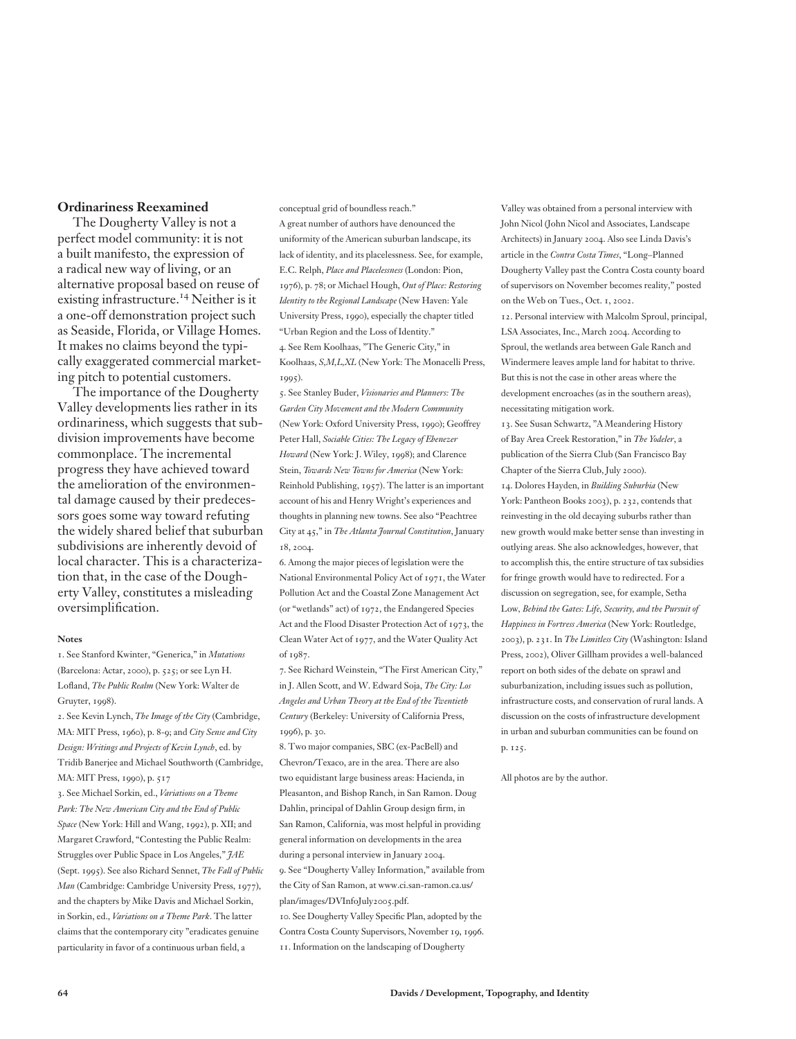## Ordinariness Reexamined

The Dougherty Valley is not a perfect model community: it is not a built manifesto, the expression of a radical new way of living, or an alternative proposal based on reuse of existing infrastructure.[14] Neither is it a one-off demonstration project such as Seaside, Florida, or Village Homes. It makes no claims beyond the typically exaggerated commercial marketing pitch to potential customers.

The importance of the Dougherty Valley developments lies rather in its ordinariness, which suggests that subdivision improvements have become commonplace. The incremental progress they have achieved toward the amelioration of the environmental damage caused by their predecessors goes some way toward refuting the widely shared belief that suburban subdivisions are inherently devoid of local character. This is a characterization that, in the case of the Dougherty Valley, constitutes a misleading oversimplification.

### Notes

1. See Stanford Kwinter, "Generica," in *Mutations* (Barcelona: Actar, 2000), p. 525; or see Lyn H. Lofland, *The Public Realm* (New York: Walter de Gruyter, 1998).

2. See Kevin Lynch, *The Image of the City* (Cambridge, MA: MIT Press, 1960), p. 8-9; and *City Sense and City Design: Writings and Projects of Kevin Lynch*, ed. by Tridib Banerjee and Michael Southworth (Cambridge, MA: MIT Press, 1990), p. 517

3. See Michael Sorkin, ed., *Variations on a Theme Park: The New American City and the End of Public Space* (New York: Hill and Wang, 1992), p. XII; and Margaret Crawford, "Contesting the Public Realm: Struggles over Public Space in Los Angeles," *JAE* (Sept. 1995). See also Richard Sennet, *The Fall of Public Man* (Cambridge: Cambridge University Press, 1977), and the chapters by Mike Davis and Michael Sorkin, in Sorkin, ed., *Variations on a Theme Park*. The latter claims that the contemporary city "eradicates genuine particularity in favor of a continuous urban field, a conceptual grid of boundless reach."
A great number of authors have denounced the uniformity of the American suburban landscape, its lack of identity, and its placelessness. See, for example, E.C. Relph, *Place and Placelessness* (London: Pion, 1976), p. 78; or Michael Hough, *Out of Place: Restoring Identity to the Regional Landscape* (New Haven: Yale University Press, 1990), especially the chapter titled "Urban Region and the Loss of Identity."

4. See Rem Koolhaas, "The Generic City," in Koolhaas, *S,M,L,XL* (New York: The Monacelli Press, 1995).

5. See Stanley Buder, *Visionaries and Planners: The Garden City Movement and the Modern Community* (New York: Oxford University Press, 1990); Geoffrey Peter Hall, *Sociable Cities: The Legacy of Ebenezer Howard* (New York: J. Wiley, 1998); and Clarence Stein, *Towards New Towns for America* (New York: Reinhold Publishing, 1957). The latter is an important account of his and Henry Wright's experiences and thoughts in planning new towns. See also "Peachtree City at 45," in *The Atlanta Journal Constitution*, January 18, 2004.

6. Among the major pieces of legislation were the National Environmental Policy Act of 1971, the Water Pollution Act and the Coastal Zone Management Act (or "wetlands" act) of 1972, the Endangered Species Act and the Flood Disaster Protection Act of 1973, the Clean Water Act of 1977, and the Water Quality Act of 1987.

7. See Richard Weinstein, "The First American City," in J. Allen Scott, and W. Edward Soja, *The City: Los Angeles and Urban Theory at the End of the Twentieth Century* (Berkeley: University of California Press, 1996), p. 30.

8. Two major companies, SBC (ex-PacBell) and Chevron/Texaco, are in the area. There are also two equidistant large business areas: Hacienda, in Pleasanton, and Bishop Ranch, in San Ramon. Doug Dahlin, principal of Dahlin Group design firm, in San Ramon, California, was most helpful in providing general information on developments in the area during a personal interview in January 2004.

9. See "Dougherty Valley Information," available from the City of San Ramon, at www.ci.san-ramon.ca.us/plan/images/DVInfoJuly2005.pdf.

10. See Dougherty Valley Specific Plan, adopted by the Contra Costa County Supervisors, November 19, 1996.

11. Information on the landscaping of Dougherty Valley was obtained from a personal interview with John Nicol (John Nicol and Associates, Landscape Architects) in January 2004. Also see Linda Davis's article in the *Contra Costa Times*, "Long–Planned Dougherty Valley past the Contra Costa county board of supervisors on November becomes reality," posted on the Web on Tues., Oct. 1, 2002.

12. Personal interview with Malcolm Sproul, principal, LSA Associates, Inc., March 2004. According to Sproul, the wetlands area between Gale Ranch and Windermere leaves ample land for habitat to thrive. But this is not the case in other areas where the development encroaches (as in the southern areas), necessitating mitigation work.

13. See Susan Schwartz, "A Meandering History of Bay Area Creek Restoration," in *The Yodeler*, a publication of the Sierra Club (San Francisco Bay Chapter of the Sierra Club, July 2000).

14. Dolores Hayden, in *Building Suburbia* (New York: Pantheon Books 2003), p. 232, contends that reinvesting in the old decaying suburbs rather than new growth would make better sense than investing in outlying areas. She also acknowledges, however, that to accomplish this, the entire structure of tax subsidies for fringe growth would have to redirected. For a discussion on segregation, see, for example, Setha Low, *Behind the Gates: Life, Security, and the Pursuit of Happiness in Fortress America* (New York: Routledge, 2003), p. 231. In *The Limitless City* (Washington: Island Press, 2002), Oliver Gillham provides a well-balanced report on both sides of the debate on sprawl and suburbanization, including issues such as pollution, infrastructure costs, and conservation of rural lands. A discussion on the costs of infrastructure development in urban and suburban communities can be found on p. 125.

All photos are by the author.